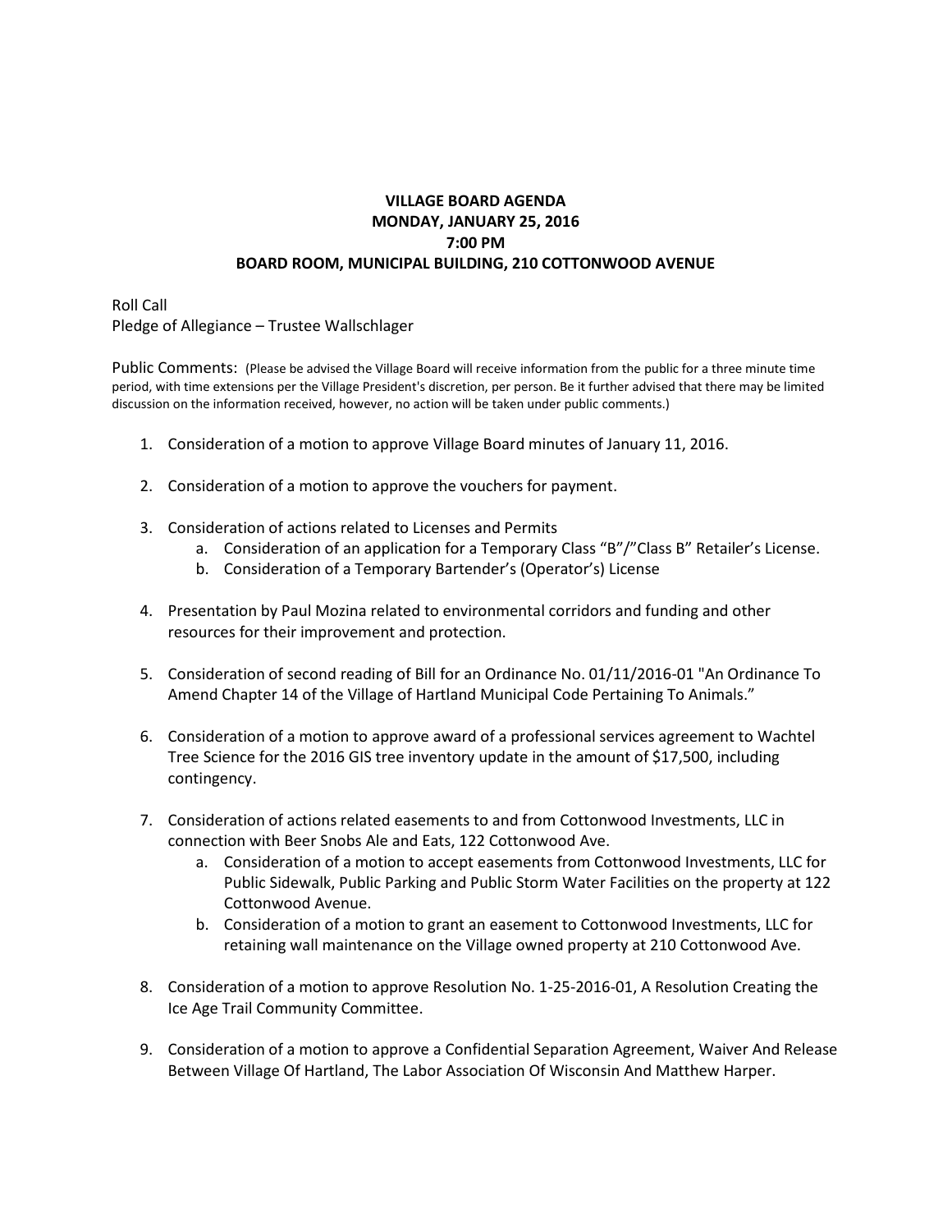**VILLAGE BOARD AGENDA**
**MONDAY, JANUARY 25, 2016**
**7:00 PM**
**BOARD ROOM, MUNICIPAL BUILDING, 210 COTTONWOOD AVENUE**

Roll Call
Pledge of Allegiance – Trustee Wallschlager

Public Comments: (Please be advised the Village Board will receive information from the public for a three minute time period, with time extensions per the Village President's discretion, per person. Be it further advised that there may be limited discussion on the information received, however, no action will be taken under public comments.)

1. Consideration of a motion to approve Village Board minutes of January 11, 2016.

2. Consideration of a motion to approve the vouchers for payment.

3. Consideration of actions related to Licenses and Permits
   a. Consideration of an application for a Temporary Class "B"/"Class B" Retailer's License.
   b. Consideration of a Temporary Bartender's (Operator's) License

4. Presentation by Paul Mozina related to environmental corridors and funding and other resources for their improvement and protection.

5. Consideration of second reading of Bill for an Ordinance No. 01/11/2016-01 "An Ordinance To Amend Chapter 14 of the Village of Hartland Municipal Code Pertaining To Animals."

6. Consideration of a motion to approve award of a professional services agreement to Wachtel Tree Science for the 2016 GIS tree inventory update in the amount of $17,500, including contingency.

7. Consideration of actions related easements to and from Cottonwood Investments, LLC in connection with Beer Snobs Ale and Eats, 122 Cottonwood Ave.
   a. Consideration of a motion to accept easements from Cottonwood Investments, LLC for Public Sidewalk, Public Parking and Public Storm Water Facilities on the property at 122 Cottonwood Avenue.
   b. Consideration of a motion to grant an easement to Cottonwood Investments, LLC for retaining wall maintenance on the Village owned property at 210 Cottonwood Ave.

8. Consideration of a motion to approve Resolution No. 1-25-2016-01, A Resolution Creating the Ice Age Trail Community Committee.

9. Consideration of a motion to approve a Confidential Separation Agreement, Waiver And Release Between Village Of Hartland, The Labor Association Of Wisconsin And Matthew Harper.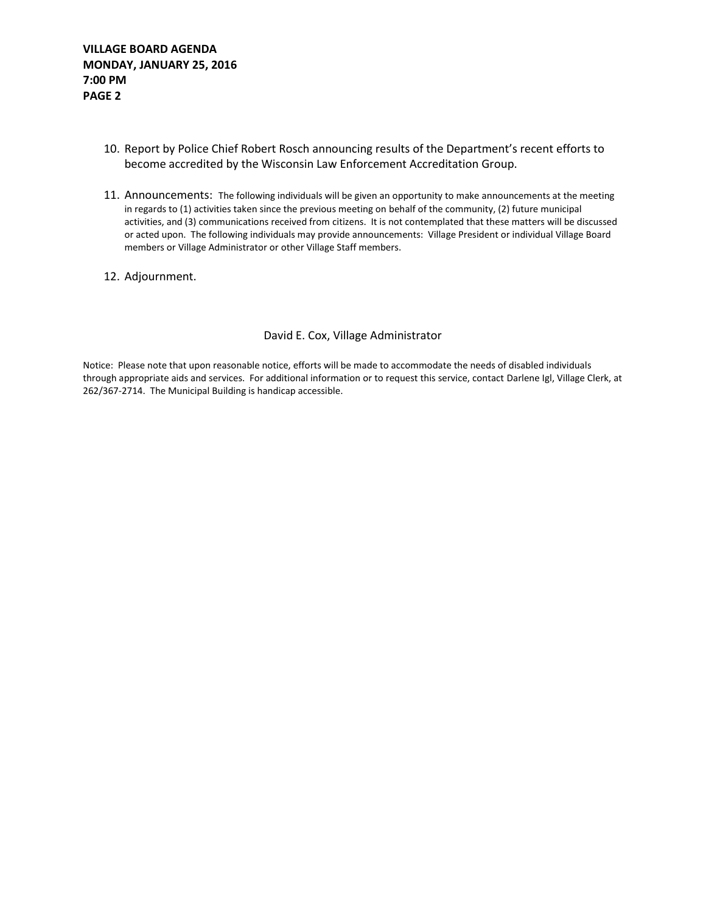10. Report by Police Chief Robert Rosch announcing results of the Department's recent efforts to become accredited by the Wisconsin Law Enforcement Accreditation Group.

11. Announcements: The following individuals will be given an opportunity to make announcements at the meeting in regards to (1) activities taken since the previous meeting on behalf of the community, (2) future municipal activities, and (3) communications received from citizens. It is not contemplated that these matters will be discussed or acted upon. The following individuals may provide announcements: Village President or individual Village Board members or Village Administrator or other Village Staff members.

12. Adjournment.

David E. Cox, Village Administrator

Notice: Please note that upon reasonable notice, efforts will be made to accommodate the needs of disabled individuals through appropriate aids and services. For additional information or to request this service, contact Darlene Igl, Village Clerk, at 262/367-2714. The Municipal Building is handicap accessible.